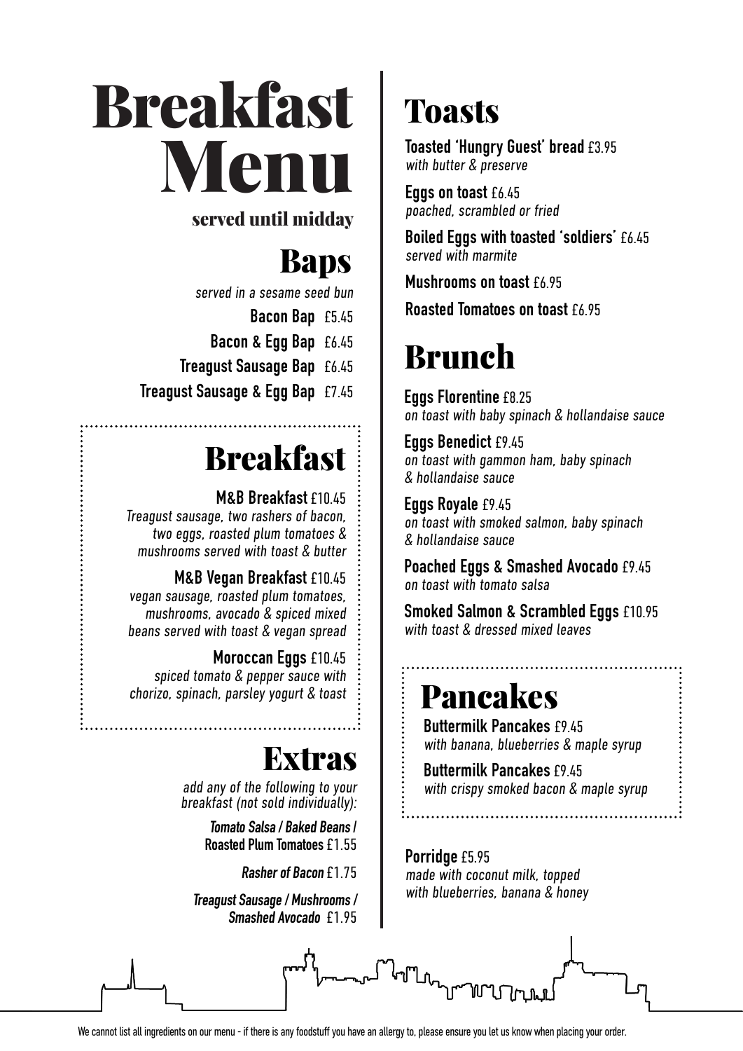# Breakfast Menu

**served until midday**

## Baps

*served in a sesame seed bun*

**Bacon Bap** £5.45

**Bacon & Egg Bap** £6.45

**Treagust Sausage Bap** £6.45

**Treagust Sausage & Egg Bap** £7.45

## Breakfast

**M&B Breakfast** £10.45
*Treagust sausage, two rashers of bacon, two eggs, roasted plum tomatoes & mushrooms served with toast & butter*

**M&B Vegan Breakfast** £10.45
*vegan sausage, roasted plum tomatoes, mushrooms, avocado & spiced mixed beans served with toast & vegan spread*

**Moroccan Eggs** £10.45
*spiced tomato & pepper sauce with chorizo, spinach, parsley yogurt & toast*

## Extras

*add any of the following to your breakfast (not sold individually):*

***Tomato Salsa / Baked Beans /*** **Roasted Plum Tomatoes** £1.55

***Rasher of Bacon*** £1.75

***Treagust Sausage / Mushrooms / Smashed Avocado*** £1.95

## Toasts

**Toasted 'Hungry Guest' bread** £3.95
*with butter & preserve*

**Eggs on toast** £6.45
*poached, scrambled or fried*

**Boiled Eggs with toasted 'soldiers'** £6.45
*served with marmite*

**Mushrooms on toast** £6.95

**Roasted Tomatoes on toast** £6.95

## Brunch

**Eggs Florentine** £8.25
*on toast with baby spinach & hollandaise sauce*

**Eggs Benedict** £9.45
*on toast with gammon ham, baby spinach & hollandaise sauce*

**Eggs Royale** £9.45
*on toast with smoked salmon, baby spinach & hollandaise sauce*

**Poached Eggs & Smashed Avocado** £9.45
*on toast with tomato salsa*

**Smoked Salmon & Scrambled Eggs** £10.95
*with toast & dressed mixed leaves*

## Pancakes

**Buttermilk Pancakes** £9.45
*with banana, blueberries & maple syrup*

**Buttermilk Pancakes** £9.45
*with crispy smoked bacon & maple syrup*

**Porridge** £5.95
*made with coconut milk, topped with blueberries, banana & honey*

We cannot list all ingredients on our menu - if there is any foodstuff you have an allergy to, please ensure you let us know when placing your order.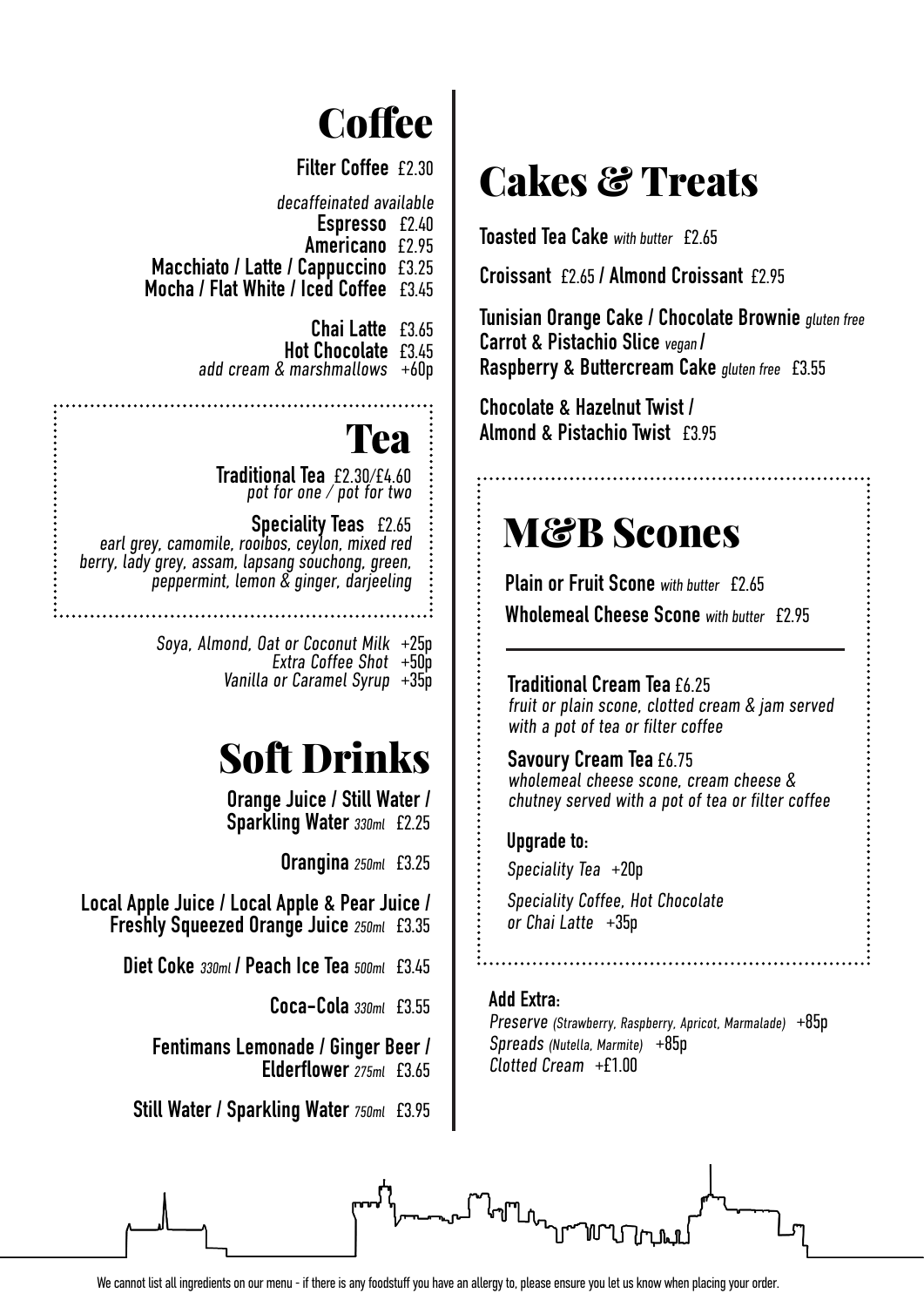# Coffee

**Filter Coffee** £2.30

*decaffeinated available*

**Espresso** £2.40

**Americano** £2.95

**Macchiato / Latte / Cappuccino** £3.25

**Mocha / Flat White / Iced Coffee** £3.45

**Chai Latte** £3.65

**Hot Chocolate** £3.45

*add cream & marshmallows* +60p

# Tea

**Traditional Tea** £2.30/£4.60
*pot for one / pot for two*

**Speciality Teas** £2.65
*earl grey, camomile, rooibos, ceylon, mixed red berry, lady grey, assam, lapsang souchong, green, peppermint, lemon & ginger, darjeeling*

*Soya, Almond, Oat or Coconut Milk* +25p
*Extra Coffee Shot* +50p
*Vanilla or Caramel Syrup* +35p

# Soft Drinks

**Orange Juice / Still Water / Sparkling Water** *330ml* £2.25

**Orangina** *250ml* £3.25

**Local Apple Juice / Local Apple & Pear Juice / Freshly Squeezed Orange Juice** *250ml* £3.35

**Diet Coke** *330ml* **/ Peach Ice Tea** *500ml* £3.45

**Coca-Cola** *330ml* £3.55

**Fentimans Lemonade / Ginger Beer / Elderflower** *275ml* £3.65

**Still Water / Sparkling Water** *750ml* £3.95

# Cakes & Treats

**Toasted Tea Cake** *with butter* £2.65

**Croissant** £2.65 **/ Almond Croissant** £2.95

**Tunisian Orange Cake / Chocolate Brownie** *gluten free*
**Carrot & Pistachio Slice** *vegan* **/**
**Raspberry & Buttercream Cake** *gluten free* £3.55

**Chocolate & Hazelnut Twist /**
**Almond & Pistachio Twist** £3.95

# M&B Scones

**Plain or Fruit Scone** *with butter* £2.65

**Wholemeal Cheese Scone** *with butter* £2.95

---

**Traditional Cream Tea** £6.25
*fruit or plain scone, clotted cream & jam served with a pot of tea or filter coffee*

**Savoury Cream Tea** £6.75
*wholemeal cheese scone, cream cheese & chutney served with a pot of tea or filter coffee*

**Upgrade to:**

*Speciality Tea* +20p

*Speciality Coffee, Hot Chocolate or Chai Latte* +35p

**Add Extra:**

*Preserve (Strawberry, Raspberry, Apricot, Marmalade)* +85p
*Spreads (Nutella, Marmite)* +85p
*Clotted Cream* +£1.00

We cannot list all ingredients on our menu - if there is any foodstuff you have an allergy to, please ensure you let us know when placing your order.